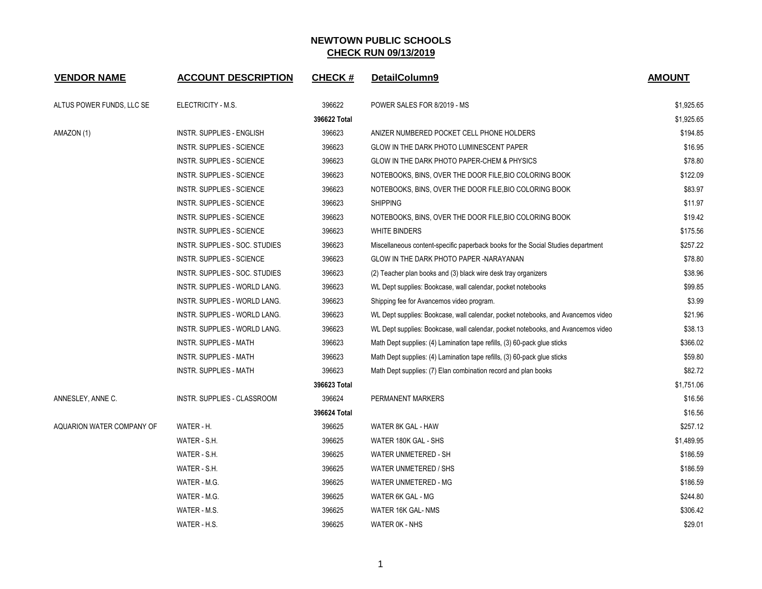# NEWTOWN PUBLIC SCHOOLS

## CHECK RUN 09/13/2019

| VENDOR NAME | ACCOUNT DESCRIPTION | CHECK # | DetailColumn9 | AMOUNT |
|---|---|---|---|---|
| ALTUS POWER FUNDS, LLC SE | ELECTRICITY - M.S. | 396622 | POWER SALES FOR 8/2019 - MS | $1,925.65 |
| | | **396622 Total** | | $1,925.65 |
| AMAZON (1) | INSTR. SUPPLIES - ENGLISH | 396623 | ANIZER NUMBERED POCKET CELL PHONE HOLDERS | $194.85 |
| | INSTR. SUPPLIES - SCIENCE | 396623 | GLOW IN THE DARK PHOTO LUMINESCENT PAPER | $16.95 |
| | INSTR. SUPPLIES - SCIENCE | 396623 | GLOW IN THE DARK PHOTO PAPER-CHEM & PHYSICS | $78.80 |
| | INSTR. SUPPLIES - SCIENCE | 396623 | NOTEBOOKS, BINS, OVER THE DOOR FILE,BIO COLORING BOOK | $122.09 |
| | INSTR. SUPPLIES - SCIENCE | 396623 | NOTEBOOKS, BINS, OVER THE DOOR FILE,BIO COLORING BOOK | $83.97 |
| | INSTR. SUPPLIES - SCIENCE | 396623 | SHIPPING | $11.97 |
| | INSTR. SUPPLIES - SCIENCE | 396623 | NOTEBOOKS, BINS, OVER THE DOOR FILE,BIO COLORING BOOK | $19.42 |
| | INSTR. SUPPLIES - SCIENCE | 396623 | WHITE BINDERS | $175.56 |
| | INSTR. SUPPLIES - SOC. STUDIES | 396623 | Miscellaneous content-specific paperback books for the Social Studies department | $257.22 |
| | INSTR. SUPPLIES - SCIENCE | 396623 | GLOW IN THE DARK PHOTO PAPER -NARAYANAN | $78.80 |
| | INSTR. SUPPLIES - SOC. STUDIES | 396623 | (2) Teacher plan books and (3) black wire desk tray organizers | $38.96 |
| | INSTR. SUPPLIES - WORLD LANG. | 396623 | WL Dept supplies: Bookcase, wall calendar, pocket notebooks | $99.85 |
| | INSTR. SUPPLIES - WORLD LANG. | 396623 | Shipping fee for Avancemos video program. | $3.99 |
| | INSTR. SUPPLIES - WORLD LANG. | 396623 | WL Dept supplies: Bookcase, wall calendar, pocket notebooks, and Avancemos video | $21.96 |
| | INSTR. SUPPLIES - WORLD LANG. | 396623 | WL Dept supplies: Bookcase, wall calendar, pocket notebooks, and Avancemos video | $38.13 |
| | INSTR. SUPPLIES - MATH | 396623 | Math Dept supplies: (4) Lamination tape refills, (3) 60-pack glue sticks | $366.02 |
| | INSTR. SUPPLIES - MATH | 396623 | Math Dept supplies: (4) Lamination tape refills, (3) 60-pack glue sticks | $59.80 |
| | INSTR. SUPPLIES - MATH | 396623 | Math Dept supplies: (7) Elan combination record and plan books | $82.72 |
| | | **396623 Total** | | $1,751.06 |
| ANNESLEY, ANNE C. | INSTR. SUPPLIES - CLASSROOM | 396624 | PERMANENT MARKERS | $16.56 |
| | | **396624 Total** | | $16.56 |
| AQUARION WATER COMPANY OF | WATER - H. | 396625 | WATER 8K GAL - HAW | $257.12 |
| | WATER - S.H. | 396625 | WATER 180K GAL - SHS | $1,489.95 |
| | WATER - S.H. | 396625 | WATER UNMETERED - SH | $186.59 |
| | WATER - S.H. | 396625 | WATER UNMETERED / SHS | $186.59 |
| | WATER - M.G. | 396625 | WATER UNMETERED - MG | $186.59 |
| | WATER - M.G. | 396625 | WATER 6K GAL - MG | $244.80 |
| | WATER - M.S. | 396625 | WATER 16K GAL- NMS | $306.42 |
| | WATER - H.S. | 396625 | WATER 0K - NHS | $29.01 |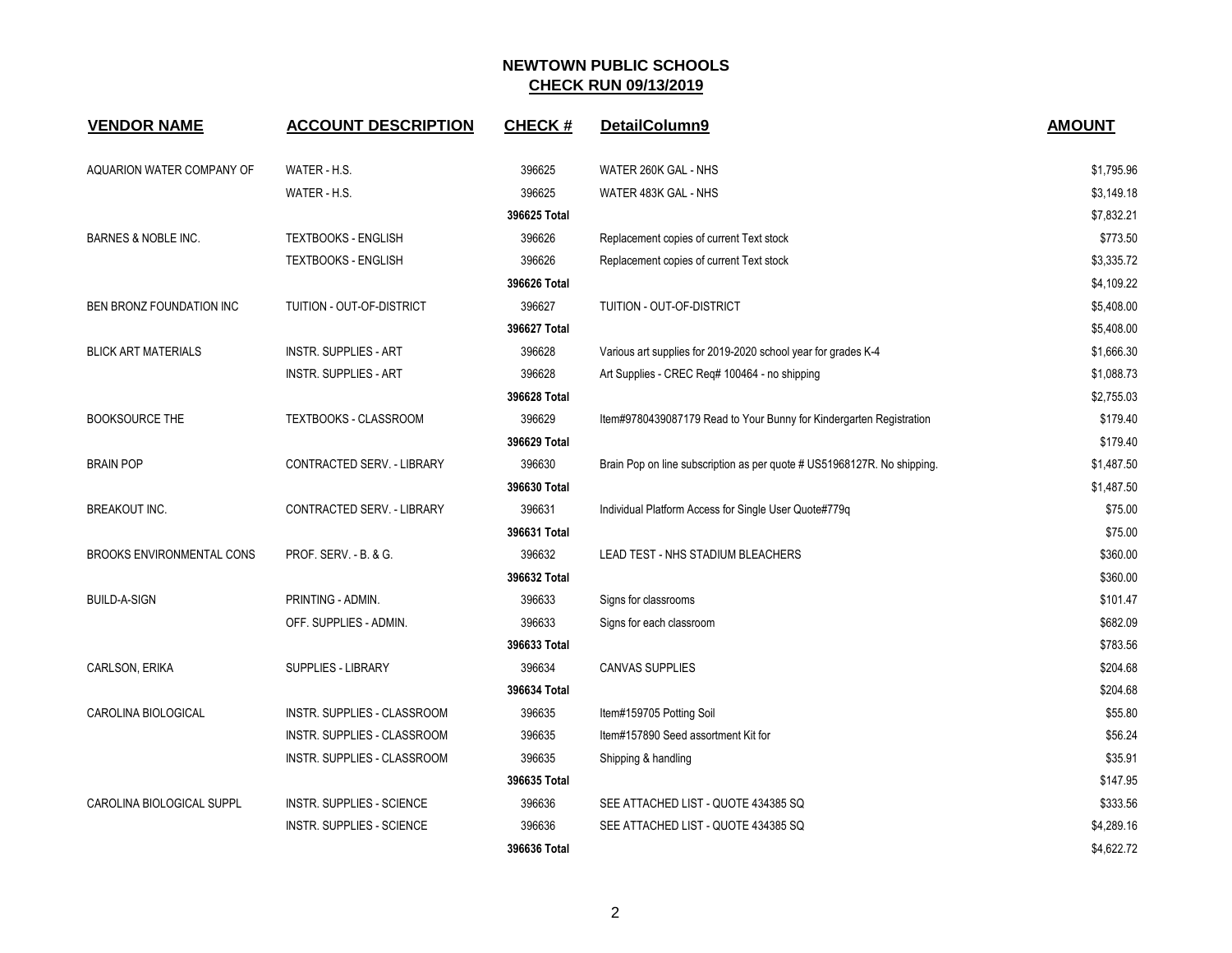# NEWTOWN PUBLIC SCHOOLS

## CHECK RUN 09/13/2019

| VENDOR NAME | ACCOUNT DESCRIPTION | CHECK # | DetailColumn9 | AMOUNT |
|---|---|---|---|---|
| AQUARION WATER COMPANY OF | WATER - H.S. | 396625 | WATER 260K GAL - NHS | $1,795.96 |
| | WATER - H.S. | 396625 | WATER 483K GAL - NHS | $3,149.18 |
| | | **396625 Total** | | $7,832.21 |
| BARNES & NOBLE INC. | TEXTBOOKS - ENGLISH | 396626 | Replacement copies of current Text stock | $773.50 |
| | TEXTBOOKS - ENGLISH | 396626 | Replacement copies of current Text stock | $3,335.72 |
| | | **396626 Total** | | $4,109.22 |
| BEN BRONZ FOUNDATION INC | TUITION - OUT-OF-DISTRICT | 396627 | TUITION - OUT-OF-DISTRICT | $5,408.00 |
| | | **396627 Total** | | $5,408.00 |
| BLICK ART MATERIALS | INSTR. SUPPLIES - ART | 396628 | Various art supplies for 2019-2020 school year for grades K-4 | $1,666.30 |
| | INSTR. SUPPLIES - ART | 396628 | Art Supplies - CREC Req# 100464 - no shipping | $1,088.73 |
| | | **396628 Total** | | $2,755.03 |
| BOOKSOURCE THE | TEXTBOOKS - CLASSROOM | 396629 | Item#9780439087179 Read to Your Bunny for Kindergarten Registration | $179.40 |
| | | **396629 Total** | | $179.40 |
| BRAIN POP | CONTRACTED SERV. - LIBRARY | 396630 | Brain Pop on line subscription as per quote # US51968127R. No shipping. | $1,487.50 |
| | | **396630 Total** | | $1,487.50 |
| BREAKOUT INC. | CONTRACTED SERV. - LIBRARY | 396631 | Individual Platform Access for Single User Quote#779q | $75.00 |
| | | **396631 Total** | | $75.00 |
| BROOKS ENVIRONMENTAL CONS | PROF. SERV. - B. & G. | 396632 | LEAD TEST - NHS STADIUM BLEACHERS | $360.00 |
| | | **396632 Total** | | $360.00 |
| BUILD-A-SIGN | PRINTING - ADMIN. | 396633 | Signs for classrooms | $101.47 |
| | OFF. SUPPLIES - ADMIN. | 396633 | Signs for each classroom | $682.09 |
| | | **396633 Total** | | $783.56 |
| CARLSON, ERIKA | SUPPLIES - LIBRARY | 396634 | CANVAS SUPPLIES | $204.68 |
| | | **396634 Total** | | $204.68 |
| CAROLINA BIOLOGICAL | INSTR. SUPPLIES - CLASSROOM | 396635 | Item#159705 Potting Soil | $55.80 |
| | INSTR. SUPPLIES - CLASSROOM | 396635 | Item#157890 Seed assortment Kit for | $56.24 |
| | INSTR. SUPPLIES - CLASSROOM | 396635 | Shipping & handling | $35.91 |
| | | **396635 Total** | | $147.95 |
| CAROLINA BIOLOGICAL SUPPL | INSTR. SUPPLIES - SCIENCE | 396636 | SEE ATTACHED LIST - QUOTE 434385 SQ | $333.56 |
| | INSTR. SUPPLIES - SCIENCE | 396636 | SEE ATTACHED LIST - QUOTE 434385 SQ | $4,289.16 |
| | | **396636 Total** | | $4,622.72 |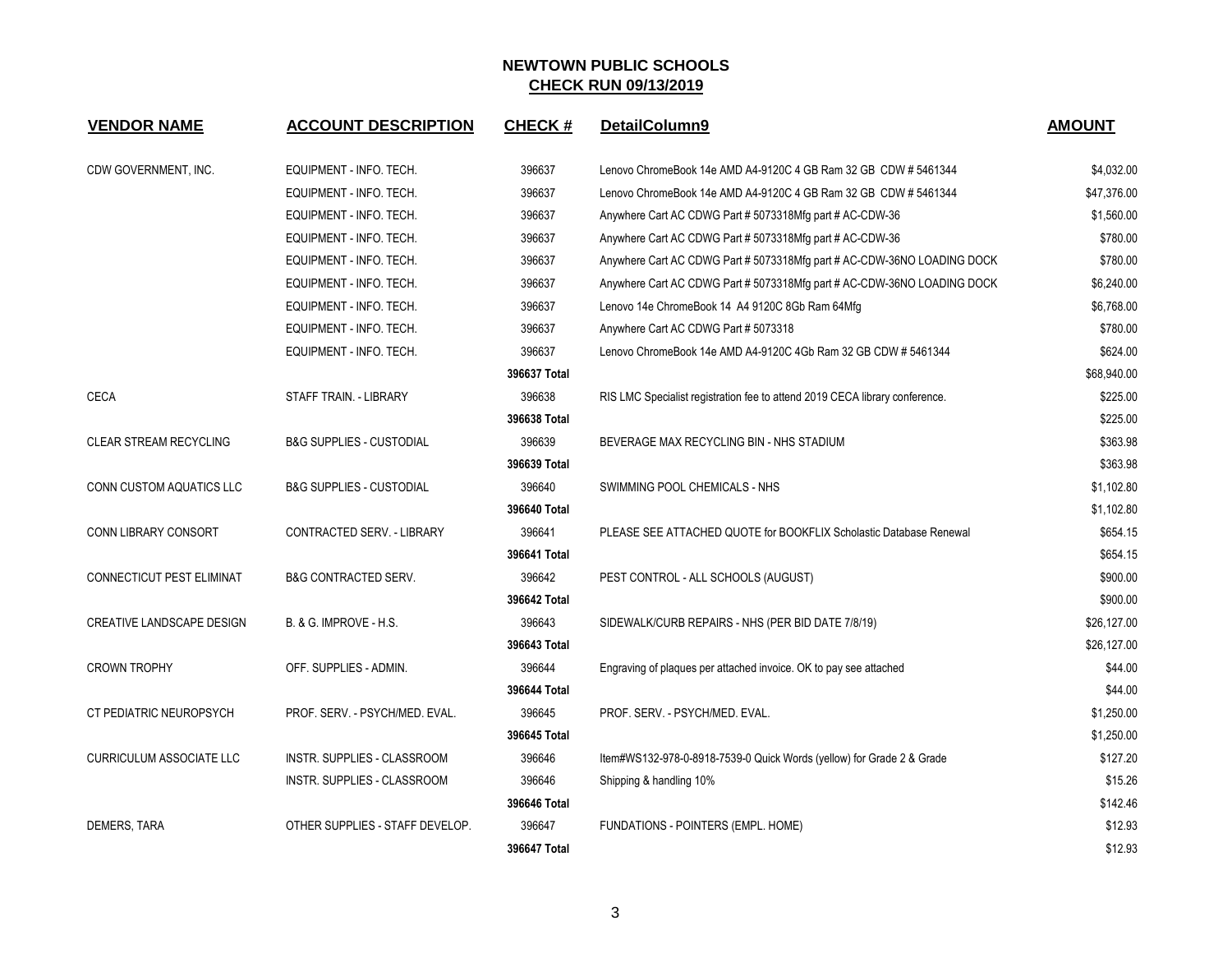## NEWTOWN PUBLIC SCHOOLS

## CHECK RUN 09/13/2019

| VENDOR NAME | ACCOUNT DESCRIPTION | CHECK # | DetailColumn9 | AMOUNT |
|---|---|---|---|---|
| CDW GOVERNMENT, INC. | EQUIPMENT - INFO. TECH. | 396637 | Lenovo ChromeBook 14e AMD A4-9120C 4 GB Ram 32 GB CDW # 5461344 | $4,032.00 |
| | EQUIPMENT - INFO. TECH. | 396637 | Lenovo ChromeBook 14e AMD A4-9120C 4 GB Ram 32 GB CDW # 5461344 | $47,376.00 |
| | EQUIPMENT - INFO. TECH. | 396637 | Anywhere Cart AC CDWG Part # 5073318Mfg part # AC-CDW-36 | $1,560.00 |
| | EQUIPMENT - INFO. TECH. | 396637 | Anywhere Cart AC CDWG Part # 5073318Mfg part # AC-CDW-36 | $780.00 |
| | EQUIPMENT - INFO. TECH. | 396637 | Anywhere Cart AC CDWG Part # 5073318Mfg part # AC-CDW-36NO LOADING DOCK | $780.00 |
| | EQUIPMENT - INFO. TECH. | 396637 | Anywhere Cart AC CDWG Part # 5073318Mfg part # AC-CDW-36NO LOADING DOCK | $6,240.00 |
| | EQUIPMENT - INFO. TECH. | 396637 | Lenovo 14e ChromeBook 14 A4 9120C 8Gb Ram 64Mfg | $6,768.00 |
| | EQUIPMENT - INFO. TECH. | 396637 | Anywhere Cart AC CDWG Part # 5073318 | $780.00 |
| | EQUIPMENT - INFO. TECH. | 396637 | Lenovo ChromeBook 14e AMD A4-9120C 4Gb Ram 32 GB CDW # 5461344 | $624.00 |
| | | **396637 Total** | | $68,940.00 |
| CECA | STAFF TRAIN. - LIBRARY | 396638 | RIS LMC Specialist registration fee to attend 2019 CECA library conference. | $225.00 |
| | | **396638 Total** | | $225.00 |
| CLEAR STREAM RECYCLING | B&G SUPPLIES - CUSTODIAL | 396639 | BEVERAGE MAX RECYCLING BIN - NHS STADIUM | $363.98 |
| | | **396639 Total** | | $363.98 |
| CONN CUSTOM AQUATICS LLC | B&G SUPPLIES - CUSTODIAL | 396640 | SWIMMING POOL CHEMICALS - NHS | $1,102.80 |
| | | **396640 Total** | | $1,102.80 |
| CONN LIBRARY CONSORT | CONTRACTED SERV. - LIBRARY | 396641 | PLEASE SEE ATTACHED QUOTE for BOOKFLIX Scholastic Database Renewal | $654.15 |
| | | **396641 Total** | | $654.15 |
| CONNECTICUT PEST ELIMINAT | B&G CONTRACTED SERV. | 396642 | PEST CONTROL - ALL SCHOOLS (AUGUST) | $900.00 |
| | | **396642 Total** | | $900.00 |
| CREATIVE LANDSCAPE DESIGN | B. & G. IMPROVE - H.S. | 396643 | SIDEWALK/CURB REPAIRS - NHS (PER BID DATE 7/8/19) | $26,127.00 |
| | | **396643 Total** | | $26,127.00 |
| CROWN TROPHY | OFF. SUPPLIES - ADMIN. | 396644 | Engraving of plaques per attached invoice. OK to pay see attached | $44.00 |
| | | **396644 Total** | | $44.00 |
| CT PEDIATRIC NEUROPSYCH | PROF. SERV. - PSYCH/MED. EVAL. | 396645 | PROF. SERV. - PSYCH/MED. EVAL. | $1,250.00 |
| | | **396645 Total** | | $1,250.00 |
| CURRICULUM ASSOCIATE LLC | INSTR. SUPPLIES - CLASSROOM | 396646 | Item#WS132-978-0-8918-7539-0 Quick Words (yellow) for Grade 2 & Grade | $127.20 |
| | INSTR. SUPPLIES - CLASSROOM | 396646 | Shipping & handling 10% | $15.26 |
| | | **396646 Total** | | $142.46 |
| DEMERS, TARA | OTHER SUPPLIES - STAFF DEVELOP. | 396647 | FUNDATIONS - POINTERS (EMPL. HOME) | $12.93 |
| | | **396647 Total** | | $12.93 |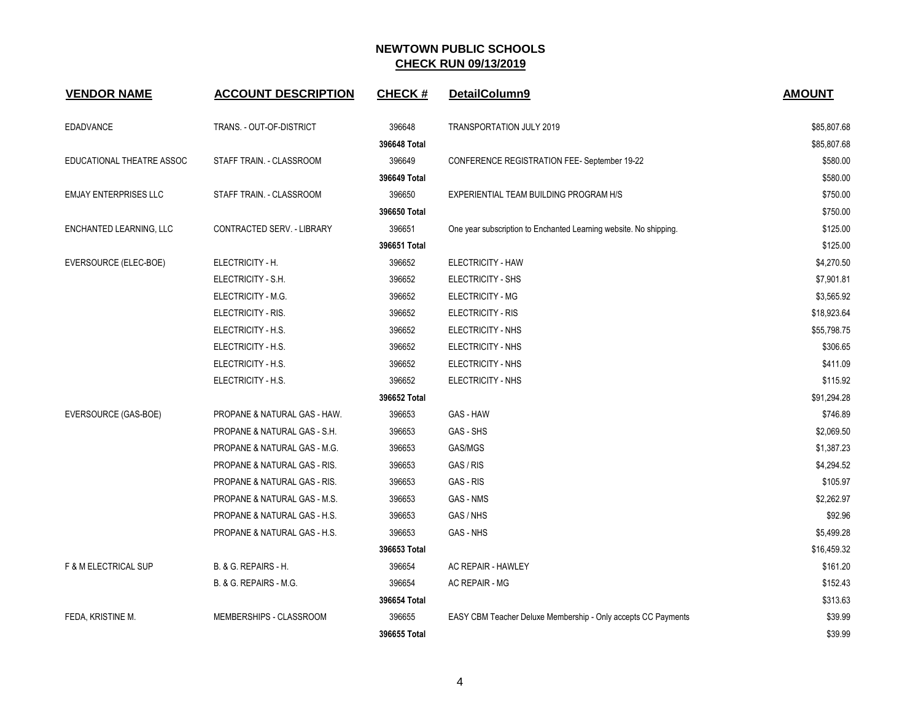# NEWTOWN PUBLIC SCHOOLS

## CHECK RUN 09/13/2019

| VENDOR NAME | ACCOUNT DESCRIPTION | CHECK # | DetailColumn9 | AMOUNT |
|---|---|---|---|---|
| EDADVANCE | TRANS. - OUT-OF-DISTRICT | 396648 | TRANSPORTATION JULY 2019 | $85,807.68 |
| | | **396648 Total** | | $85,807.68 |
| EDUCATIONAL THEATRE ASSOC | STAFF TRAIN. - CLASSROOM | 396649 | CONFERENCE REGISTRATION FEE- September 19-22 | $580.00 |
| | | **396649 Total** | | $580.00 |
| EMJAY ENTERPRISES LLC | STAFF TRAIN. - CLASSROOM | 396650 | EXPERIENTIAL TEAM BUILDING PROGRAM H/S | $750.00 |
| | | **396650 Total** | | $750.00 |
| ENCHANTED LEARNING, LLC | CONTRACTED SERV. - LIBRARY | 396651 | One year subscription to Enchanted Learning website. No shipping. | $125.00 |
| | | **396651 Total** | | $125.00 |
| EVERSOURCE (ELEC-BOE) | ELECTRICITY - H. | 396652 | ELECTRICITY - HAW | $4,270.50 |
| | ELECTRICITY - S.H. | 396652 | ELECTRICITY - SHS | $7,901.81 |
| | ELECTRICITY - M.G. | 396652 | ELECTRICITY - MG | $3,565.92 |
| | ELECTRICITY - RIS. | 396652 | ELECTRICITY - RIS | $18,923.64 |
| | ELECTRICITY - H.S. | 396652 | ELECTRICITY - NHS | $55,798.75 |
| | ELECTRICITY - H.S. | 396652 | ELECTRICITY - NHS | $306.65 |
| | ELECTRICITY - H.S. | 396652 | ELECTRICITY - NHS | $411.09 |
| | ELECTRICITY - H.S. | 396652 | ELECTRICITY - NHS | $115.92 |
| | | **396652 Total** | | $91,294.28 |
| EVERSOURCE (GAS-BOE) | PROPANE & NATURAL GAS - HAW. | 396653 | GAS - HAW | $746.89 |
| | PROPANE & NATURAL GAS - S.H. | 396653 | GAS - SHS | $2,069.50 |
| | PROPANE & NATURAL GAS - M.G. | 396653 | GAS/MGS | $1,387.23 |
| | PROPANE & NATURAL GAS - RIS. | 396653 | GAS / RIS | $4,294.52 |
| | PROPANE & NATURAL GAS - RIS. | 396653 | GAS - RIS | $105.97 |
| | PROPANE & NATURAL GAS - M.S. | 396653 | GAS - NMS | $2,262.97 |
| | PROPANE & NATURAL GAS - H.S. | 396653 | GAS / NHS | $92.96 |
| | PROPANE & NATURAL GAS - H.S. | 396653 | GAS - NHS | $5,499.28 |
| | | **396653 Total** | | $16,459.32 |
| F & M ELECTRICAL SUP | B. & G. REPAIRS - H. | 396654 | AC REPAIR - HAWLEY | $161.20 |
| | B. & G. REPAIRS - M.G. | 396654 | AC REPAIR - MG | $152.43 |
| | | **396654 Total** | | $313.63 |
| FEDA, KRISTINE M. | MEMBERSHIPS - CLASSROOM | 396655 | EASY CBM Teacher Deluxe Membership - Only accepts CC Payments | $39.99 |
| | | **396655 Total** | | $39.99 |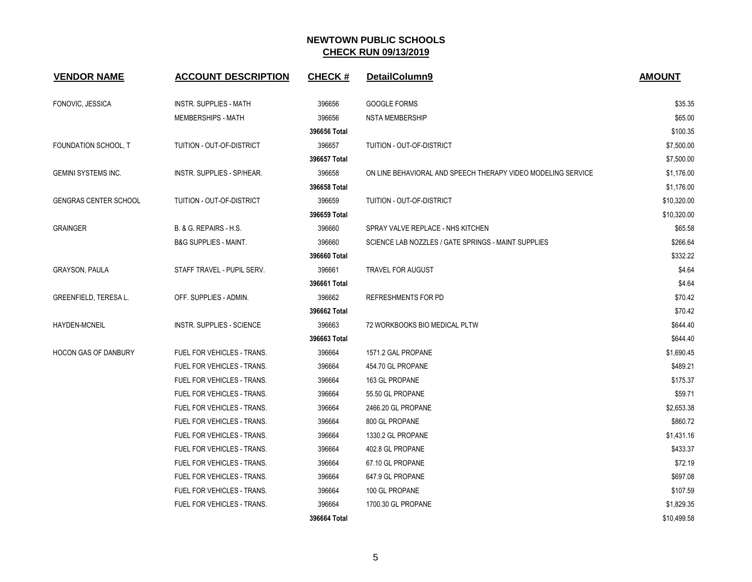# NEWTOWN PUBLIC SCHOOLS

## CHECK RUN 09/13/2019

| VENDOR NAME | ACCOUNT DESCRIPTION | CHECK # | DetailColumn9 | AMOUNT |
|---|---|---|---|---|
| FONOVIC, JESSICA | INSTR. SUPPLIES - MATH | 396656 | GOOGLE FORMS | $35.35 |
| | MEMBERSHIPS - MATH | 396656 | NSTA MEMBERSHIP | $65.00 |
| | | **396656 Total** | | $100.35 |
| FOUNDATION SCHOOL, T | TUITION - OUT-OF-DISTRICT | 396657 | TUITION - OUT-OF-DISTRICT | $7,500.00 |
| | | **396657 Total** | | $7,500.00 |
| GEMINI SYSTEMS INC. | INSTR. SUPPLIES - SP/HEAR. | 396658 | ON LINE BEHAVIORAL AND SPEECH THERAPY VIDEO MODELING SERVICE | $1,176.00 |
| | | **396658 Total** | | $1,176.00 |
| GENGRAS CENTER SCHOOL | TUITION - OUT-OF-DISTRICT | 396659 | TUITION - OUT-OF-DISTRICT | $10,320.00 |
| | | **396659 Total** | | $10,320.00 |
| GRAINGER | B. & G. REPAIRS - H.S. | 396660 | SPRAY VALVE REPLACE - NHS KITCHEN | $65.58 |
| | B&G SUPPLIES - MAINT. | 396660 | SCIENCE LAB NOZZLES / GATE SPRINGS - MAINT SUPPLIES | $266.64 |
| | | **396660 Total** | | $332.22 |
| GRAYSON, PAULA | STAFF TRAVEL - PUPIL SERV. | 396661 | TRAVEL FOR AUGUST | $4.64 |
| | | **396661 Total** | | $4.64 |
| GREENFIELD, TERESA L. | OFF. SUPPLIES - ADMIN. | 396662 | REFRESHMENTS FOR PD | $70.42 |
| | | **396662 Total** | | $70.42 |
| HAYDEN-MCNEIL | INSTR. SUPPLIES - SCIENCE | 396663 | 72 WORKBOOKS BIO MEDICAL PLTW | $644.40 |
| | | **396663 Total** | | $644.40 |
| HOCON GAS OF DANBURY | FUEL FOR VEHICLES - TRANS. | 396664 | 1571.2 GAL PROPANE | $1,690.45 |
| | FUEL FOR VEHICLES - TRANS. | 396664 | 454.70 GL PROPANE | $489.21 |
| | FUEL FOR VEHICLES - TRANS. | 396664 | 163 GL PROPANE | $175.37 |
| | FUEL FOR VEHICLES - TRANS. | 396664 | 55.50 GL PROPANE | $59.71 |
| | FUEL FOR VEHICLES - TRANS. | 396664 | 2466.20 GL PROPANE | $2,653.38 |
| | FUEL FOR VEHICLES - TRANS. | 396664 | 800 GL PROPANE | $860.72 |
| | FUEL FOR VEHICLES - TRANS. | 396664 | 1330.2 GL PROPANE | $1,431.16 |
| | FUEL FOR VEHICLES - TRANS. | 396664 | 402.8 GL PROPANE | $433.37 |
| | FUEL FOR VEHICLES - TRANS. | 396664 | 67.10 GL PROPANE | $72.19 |
| | FUEL FOR VEHICLES - TRANS. | 396664 | 647.9 GL PROPANE | $697.08 |
| | FUEL FOR VEHICLES - TRANS. | 396664 | 100 GL PROPANE | $107.59 |
| | FUEL FOR VEHICLES - TRANS. | 396664 | 1700.30 GL PROPANE | $1,829.35 |
| | | **396664 Total** | | $10,499.58 |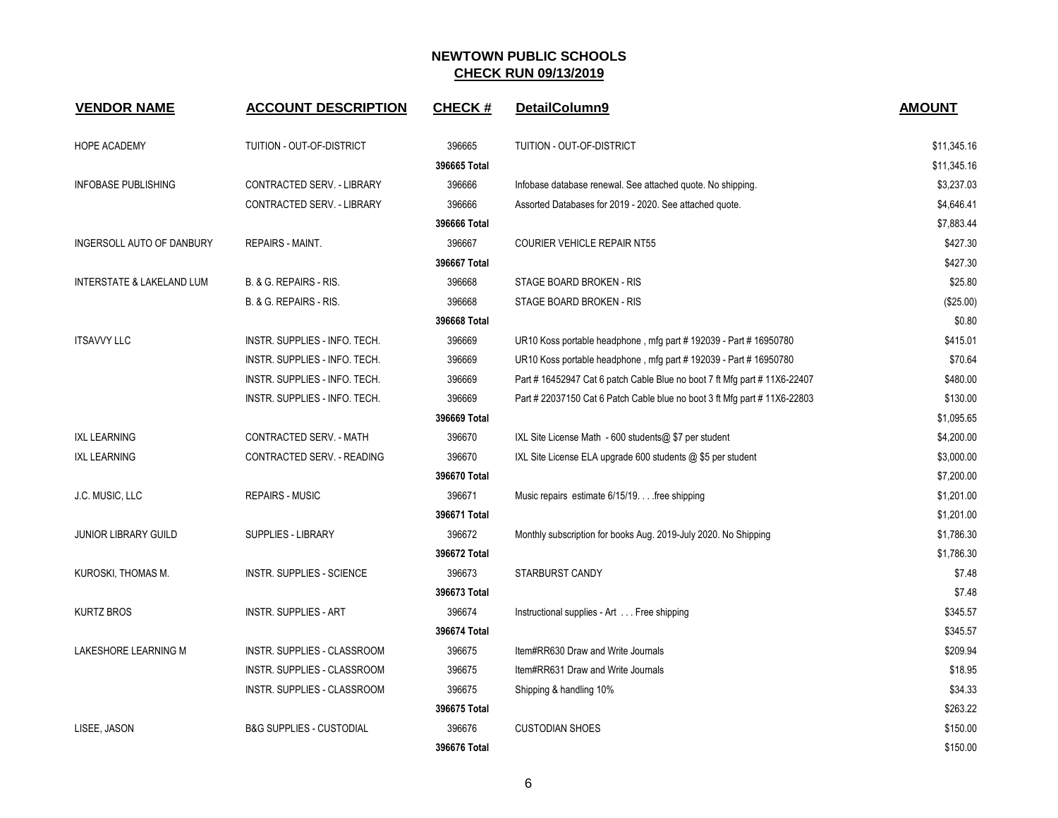# NEWTOWN PUBLIC SCHOOLS
## CHECK RUN 09/13/2019

| VENDOR NAME | ACCOUNT DESCRIPTION | CHECK # | DetailColumn9 | AMOUNT |
|---|---|---|---|---|
| HOPE ACADEMY | TUITION - OUT-OF-DISTRICT | 396665 | TUITION - OUT-OF-DISTRICT | $11,345.16 |
| | | **396665 Total** | | $11,345.16 |
| INFOBASE PUBLISHING | CONTRACTED SERV. - LIBRARY | 396666 | Infobase database renewal. See attached quote. No shipping. | $3,237.03 |
| | CONTRACTED SERV. - LIBRARY | 396666 | Assorted Databases for 2019 - 2020. See attached quote. | $4,646.41 |
| | | **396666 Total** | | $7,883.44 |
| INGERSOLL AUTO OF DANBURY | REPAIRS - MAINT. | 396667 | COURIER VEHICLE REPAIR NT55 | $427.30 |
| | | **396667 Total** | | $427.30 |
| INTERSTATE & LAKELAND LUM | B. & G. REPAIRS - RIS. | 396668 | STAGE BOARD BROKEN - RIS | $25.80 |
| | B. & G. REPAIRS - RIS. | 396668 | STAGE BOARD BROKEN - RIS | ($25.00) |
| | | **396668 Total** | | $0.80 |
| ITSAVVY LLC | INSTR. SUPPLIES - INFO. TECH. | 396669 | UR10 Koss portable headphone , mfg part # 192039 - Part # 16950780 | $415.01 |
| | INSTR. SUPPLIES - INFO. TECH. | 396669 | UR10 Koss portable headphone , mfg part # 192039 - Part # 16950780 | $70.64 |
| | INSTR. SUPPLIES - INFO. TECH. | 396669 | Part # 16452947 Cat 6 patch Cable Blue no boot 7 ft Mfg part # 11X6-22407 | $480.00 |
| | INSTR. SUPPLIES - INFO. TECH. | 396669 | Part # 22037150 Cat 6 Patch Cable blue no boot 3 ft Mfg part # 11X6-22803 | $130.00 |
| | | **396669 Total** | | $1,095.65 |
| IXL LEARNING | CONTRACTED SERV. - MATH | 396670 | IXL Site License Math - 600 students@ $7 per student | $4,200.00 |
| IXL LEARNING | CONTRACTED SERV. - READING | 396670 | IXL Site License ELA upgrade 600 students @ $5 per student | $3,000.00 |
| | | **396670 Total** | | $7,200.00 |
| J.C. MUSIC, LLC | REPAIRS - MUSIC | 396671 | Music repairs estimate 6/15/19. . . .free shipping | $1,201.00 |
| | | **396671 Total** | | $1,201.00 |
| JUNIOR LIBRARY GUILD | SUPPLIES - LIBRARY | 396672 | Monthly subscription for books Aug. 2019-July 2020. No Shipping | $1,786.30 |
| | | **396672 Total** | | $1,786.30 |
| KUROSKI, THOMAS M. | INSTR. SUPPLIES - SCIENCE | 396673 | STARBURST CANDY | $7.48 |
| | | **396673 Total** | | $7.48 |
| KURTZ BROS | INSTR. SUPPLIES - ART | 396674 | Instructional supplies - Art . . . Free shipping | $345.57 |
| | | **396674 Total** | | $345.57 |
| LAKESHORE LEARNING M | INSTR. SUPPLIES - CLASSROOM | 396675 | Item#RR630 Draw and Write Journals | $209.94 |
| | INSTR. SUPPLIES - CLASSROOM | 396675 | Item#RR631 Draw and Write Journals | $18.95 |
| | INSTR. SUPPLIES - CLASSROOM | 396675 | Shipping & handling 10% | $34.33 |
| | | **396675 Total** | | $263.22 |
| LISEE, JASON | B&G SUPPLIES - CUSTODIAL | 396676 | CUSTODIAN SHOES | $150.00 |
| | | **396676 Total** | | $150.00 |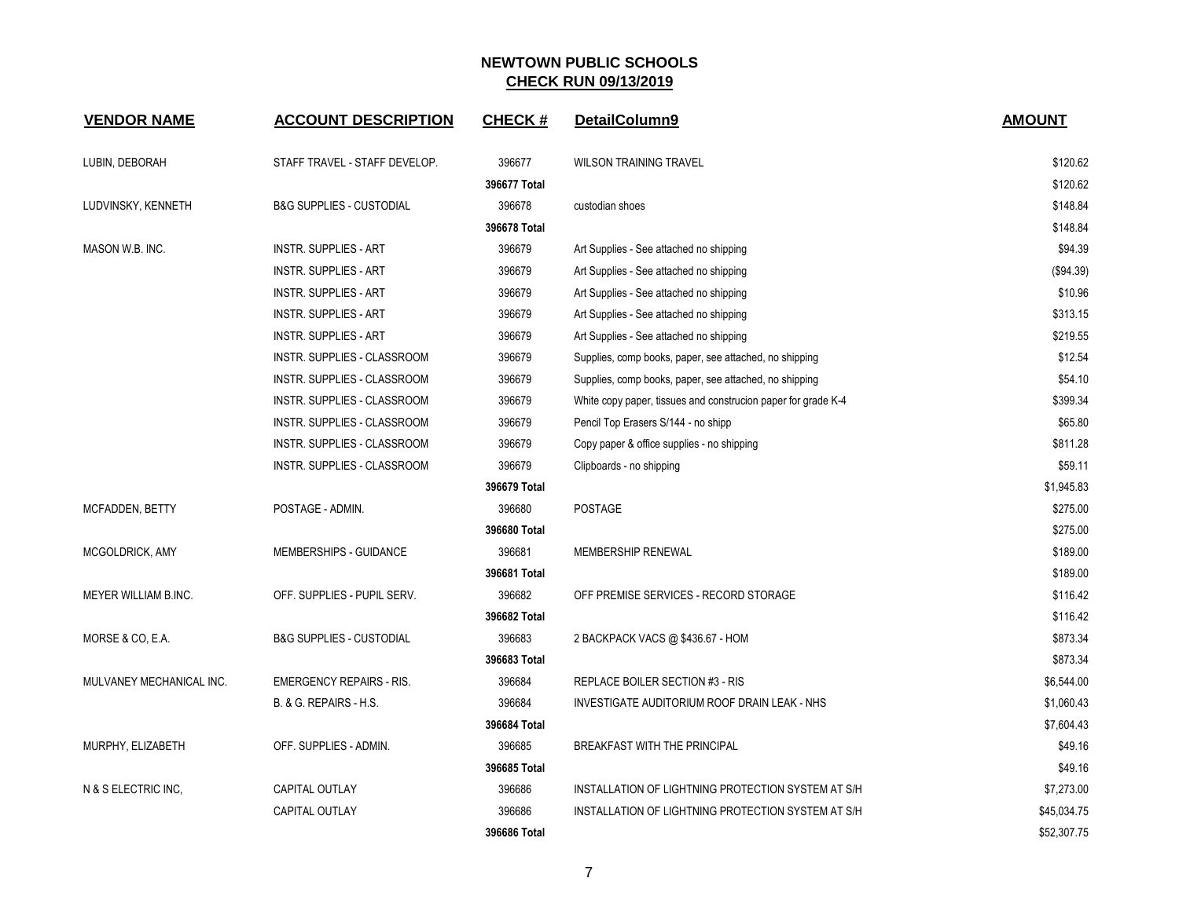# NEWTOWN PUBLIC SCHOOLS

## CHECK RUN 09/13/2019

| VENDOR NAME | ACCOUNT DESCRIPTION | CHECK # | DetailColumn9 | AMOUNT |
|---|---|---|---|---|
| LUBIN, DEBORAH | STAFF TRAVEL - STAFF DEVELOP. | 396677 | WILSON TRAINING TRAVEL | $120.62 |
| | | **396677 Total** | | $120.62 |
| LUDVINSKY, KENNETH | B&G SUPPLIES - CUSTODIAL | 396678 | custodian shoes | $148.84 |
| | | **396678 Total** | | $148.84 |
| MASON W.B. INC. | INSTR. SUPPLIES - ART | 396679 | Art Supplies - See attached no shipping | $94.39 |
| | INSTR. SUPPLIES - ART | 396679 | Art Supplies - See attached no shipping | ($94.39) |
| | INSTR. SUPPLIES - ART | 396679 | Art Supplies - See attached no shipping | $10.96 |
| | INSTR. SUPPLIES - ART | 396679 | Art Supplies - See attached no shipping | $313.15 |
| | INSTR. SUPPLIES - ART | 396679 | Art Supplies - See attached no shipping | $219.55 |
| | INSTR. SUPPLIES - CLASSROOM | 396679 | Supplies, comp books, paper, see attached, no shipping | $12.54 |
| | INSTR. SUPPLIES - CLASSROOM | 396679 | Supplies, comp books, paper, see attached, no shipping | $54.10 |
| | INSTR. SUPPLIES - CLASSROOM | 396679 | White copy paper, tissues and construcion paper for grade K-4 | $399.34 |
| | INSTR. SUPPLIES - CLASSROOM | 396679 | Pencil Top Erasers S/144 - no shipp | $65.80 |
| | INSTR. SUPPLIES - CLASSROOM | 396679 | Copy paper & office supplies - no shipping | $811.28 |
| | INSTR. SUPPLIES - CLASSROOM | 396679 | Clipboards - no shipping | $59.11 |
| | | **396679 Total** | | $1,945.83 |
| MCFADDEN, BETTY | POSTAGE - ADMIN. | 396680 | POSTAGE | $275.00 |
| | | **396680 Total** | | $275.00 |
| MCGOLDRICK, AMY | MEMBERSHIPS - GUIDANCE | 396681 | MEMBERSHIP RENEWAL | $189.00 |
| | | **396681 Total** | | $189.00 |
| MEYER WILLIAM B.INC. | OFF. SUPPLIES - PUPIL SERV. | 396682 | OFF PREMISE SERVICES - RECORD STORAGE | $116.42 |
| | | **396682 Total** | | $116.42 |
| MORSE & CO, E.A. | B&G SUPPLIES - CUSTODIAL | 396683 | 2 BACKPACK VACS @ $436.67 - HOM | $873.34 |
| | | **396683 Total** | | $873.34 |
| MULVANEY MECHANICAL INC. | EMERGENCY REPAIRS - RIS. | 396684 | REPLACE BOILER SECTION #3 - RIS | $6,544.00 |
| | B. & G. REPAIRS - H.S. | 396684 | INVESTIGATE AUDITORIUM ROOF DRAIN LEAK - NHS | $1,060.43 |
| | | **396684 Total** | | $7,604.43 |
| MURPHY, ELIZABETH | OFF. SUPPLIES - ADMIN. | 396685 | BREAKFAST WITH THE PRINCIPAL | $49.16 |
| | | **396685 Total** | | $49.16 |
| N & S ELECTRIC INC, | CAPITAL OUTLAY | 396686 | INSTALLATION OF LIGHTNING PROTECTION SYSTEM AT S/H | $7,273.00 |
| | CAPITAL OUTLAY | 396686 | INSTALLATION OF LIGHTNING PROTECTION SYSTEM AT S/H | $45,034.75 |
| | | **396686 Total** | | $52,307.75 |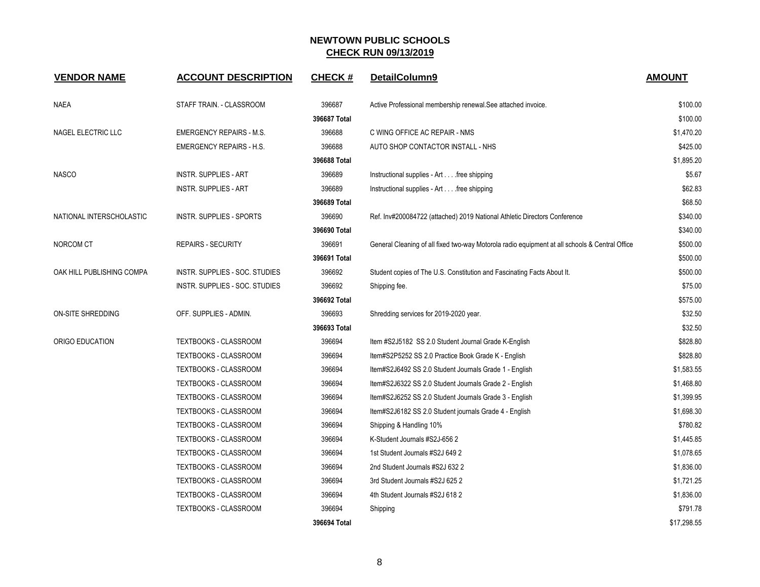## NEWTOWN PUBLIC SCHOOLS

## CHECK RUN 09/13/2019

| VENDOR NAME | ACCOUNT DESCRIPTION | CHECK # | DetailColumn9 | AMOUNT |
|---|---|---|---|---|
| NAEA | STAFF TRAIN. - CLASSROOM | 396687 | Active Professional membership renewal.See attached invoice. | $100.00 |
| | | **396687 Total** | | $100.00 |
| NAGEL ELECTRIC LLC | EMERGENCY REPAIRS - M.S. | 396688 | C WING OFFICE AC REPAIR - NMS | $1,470.20 |
| | EMERGENCY REPAIRS - H.S. | 396688 | AUTO SHOP CONTACTOR INSTALL - NHS | $425.00 |
| | | **396688 Total** | | $1,895.20 |
| NASCO | INSTR. SUPPLIES - ART | 396689 | Instructional supplies - Art . . . .free shipping | $5.67 |
| | INSTR. SUPPLIES - ART | 396689 | Instructional supplies - Art . . . .free shipping | $62.83 |
| | | **396689 Total** | | $68.50 |
| NATIONAL INTERSCHOLASTIC | INSTR. SUPPLIES - SPORTS | 396690 | Ref. Inv#200084722 (attached) 2019 National Athletic Directors Conference | $340.00 |
| | | **396690 Total** | | $340.00 |
| NORCOM CT | REPAIRS - SECURITY | 396691 | General Cleaning of all fixed two-way Motorola radio equipment at all schools & Central Office | $500.00 |
| | | **396691 Total** | | $500.00 |
| OAK HILL PUBLISHING COMPA | INSTR. SUPPLIES - SOC. STUDIES | 396692 | Student copies of The U.S. Constitution and Fascinating Facts About It. | $500.00 |
| | INSTR. SUPPLIES - SOC. STUDIES | 396692 | Shipping fee. | $75.00 |
| | | **396692 Total** | | $575.00 |
| ON-SITE SHREDDING | OFF. SUPPLIES - ADMIN. | 396693 | Shredding services for 2019-2020 year. | $32.50 |
| | | **396693 Total** | | $32.50 |
| ORIGO EDUCATION | TEXTBOOKS - CLASSROOM | 396694 | Item #S2J5182 SS 2.0 Student Journal Grade K-English | $828.80 |
| | TEXTBOOKS - CLASSROOM | 396694 | Item#S2P5252 SS 2.0 Practice Book Grade K - English | $828.80 |
| | TEXTBOOKS - CLASSROOM | 396694 | Item#S2J6492 SS 2.0 Student Journals Grade 1 - English | $1,583.55 |
| | TEXTBOOKS - CLASSROOM | 396694 | Item#S2J6322 SS 2.0 Student Journals Grade 2 - English | $1,468.80 |
| | TEXTBOOKS - CLASSROOM | 396694 | Item#S2J6252 SS 2.0 Student Journals Grade 3 - English | $1,399.95 |
| | TEXTBOOKS - CLASSROOM | 396694 | Item#S2J6182 SS 2.0 Student journals Grade 4 - English | $1,698.30 |
| | TEXTBOOKS - CLASSROOM | 396694 | Shipping & Handling 10% | $780.82 |
| | TEXTBOOKS - CLASSROOM | 396694 | K-Student Journals #S2J-656 2 | $1,445.85 |
| | TEXTBOOKS - CLASSROOM | 396694 | 1st Student Journals #S2J 649 2 | $1,078.65 |
| | TEXTBOOKS - CLASSROOM | 396694 | 2nd Student Journals #S2J 632 2 | $1,836.00 |
| | TEXTBOOKS - CLASSROOM | 396694 | 3rd Student Journals #S2J 625 2 | $1,721.25 |
| | TEXTBOOKS - CLASSROOM | 396694 | 4th Student Journals #S2J 618 2 | $1,836.00 |
| | TEXTBOOKS - CLASSROOM | 396694 | Shipping | $791.78 |
| | | **396694 Total** | | $17,298.55 |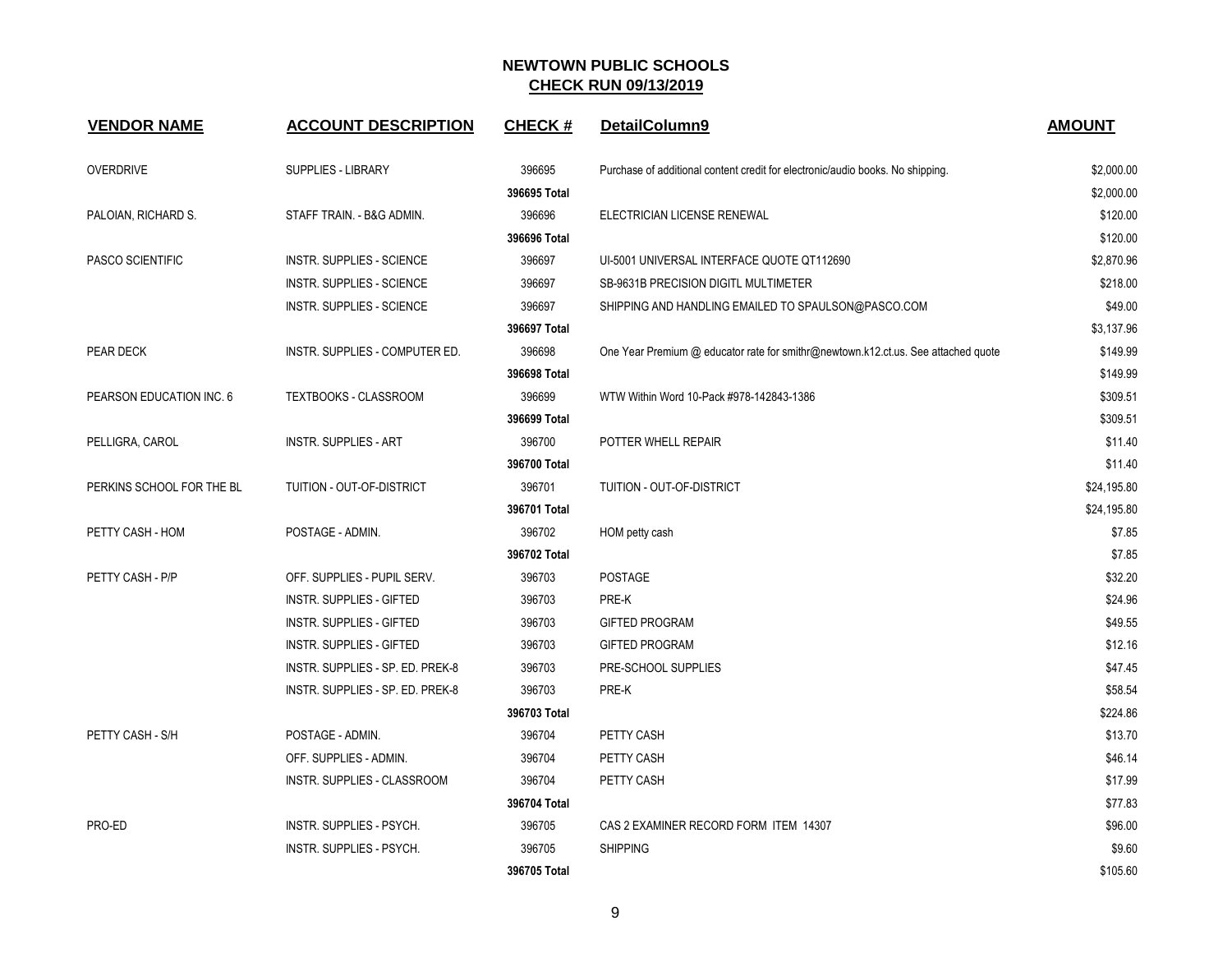# NEWTOWN PUBLIC SCHOOLS

## CHECK RUN 09/13/2019

| VENDOR NAME | ACCOUNT DESCRIPTION | CHECK # | DetailColumn9 | AMOUNT |
|---|---|---|---|---|
| OVERDRIVE | SUPPLIES - LIBRARY | 396695 | Purchase of additional content credit for electronic/audio books. No shipping. | $2,000.00 |
| | | 396695 Total | | $2,000.00 |
| PALOIAN, RICHARD S. | STAFF TRAIN. - B&G ADMIN. | 396696 | ELECTRICIAN LICENSE RENEWAL | $120.00 |
| | | 396696 Total | | $120.00 |
| PASCO SCIENTIFIC | INSTR. SUPPLIES - SCIENCE | 396697 | UI-5001 UNIVERSAL INTERFACE QUOTE QT112690 | $2,870.96 |
| | INSTR. SUPPLIES - SCIENCE | 396697 | SB-9631B PRECISION DIGITL MULTIMETER | $218.00 |
| | INSTR. SUPPLIES - SCIENCE | 396697 | SHIPPING AND HANDLING EMAILED TO SPAULSON@PASCO.COM | $49.00 |
| | | 396697 Total | | $3,137.96 |
| PEAR DECK | INSTR. SUPPLIES - COMPUTER ED. | 396698 | One Year Premium @ educator rate for smithr@newtown.k12.ct.us. See attached quote | $149.99 |
| | | 396698 Total | | $149.99 |
| PEARSON EDUCATION INC. 6 | TEXTBOOKS - CLASSROOM | 396699 | WTW Within Word 10-Pack #978-142843-1386 | $309.51 |
| | | 396699 Total | | $309.51 |
| PELLIGRA, CAROL | INSTR. SUPPLIES - ART | 396700 | POTTER WHELL REPAIR | $11.40 |
| | | 396700 Total | | $11.40 |
| PERKINS SCHOOL FOR THE BL | TUITION - OUT-OF-DISTRICT | 396701 | TUITION - OUT-OF-DISTRICT | $24,195.80 |
| | | 396701 Total | | $24,195.80 |
| PETTY CASH - HOM | POSTAGE - ADMIN. | 396702 | HOM petty cash | $7.85 |
| | | 396702 Total | | $7.85 |
| PETTY CASH - P/P | OFF. SUPPLIES - PUPIL SERV. | 396703 | POSTAGE | $32.20 |
| | INSTR. SUPPLIES - GIFTED | 396703 | PRE-K | $24.96 |
| | INSTR. SUPPLIES - GIFTED | 396703 | GIFTED PROGRAM | $49.55 |
| | INSTR. SUPPLIES - GIFTED | 396703 | GIFTED PROGRAM | $12.16 |
| | INSTR. SUPPLIES - SP. ED. PREK-8 | 396703 | PRE-SCHOOL SUPPLIES | $47.45 |
| | INSTR. SUPPLIES - SP. ED. PREK-8 | 396703 | PRE-K | $58.54 |
| | | 396703 Total | | $224.86 |
| PETTY CASH - S/H | POSTAGE - ADMIN. | 396704 | PETTY CASH | $13.70 |
| | OFF. SUPPLIES - ADMIN. | 396704 | PETTY CASH | $46.14 |
| | INSTR. SUPPLIES - CLASSROOM | 396704 | PETTY CASH | $17.99 |
| | | 396704 Total | | $77.83 |
| PRO-ED | INSTR. SUPPLIES - PSYCH. | 396705 | CAS 2 EXAMINER RECORD FORM ITEM 14307 | $96.00 |
| | INSTR. SUPPLIES - PSYCH. | 396705 | SHIPPING | $9.60 |
| | | 396705 Total | | $105.60 |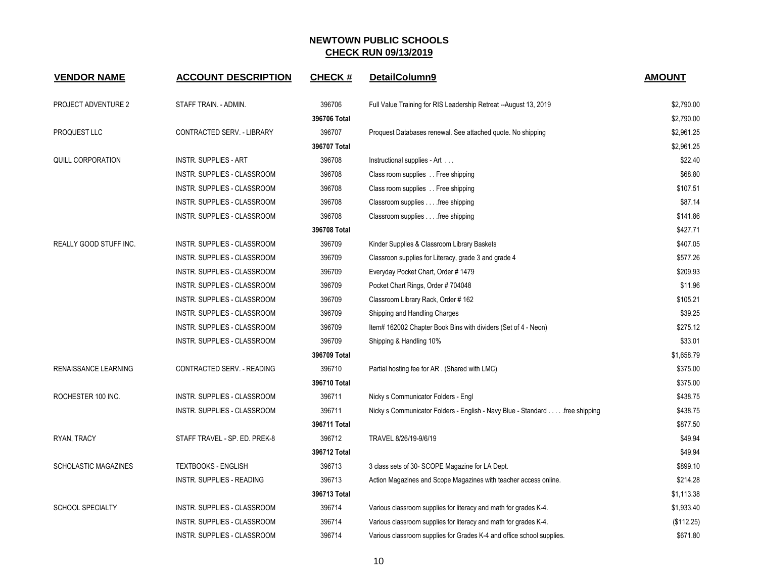# NEWTOWN PUBLIC SCHOOLS

## CHECK RUN 09/13/2019

| VENDOR NAME | ACCOUNT DESCRIPTION | CHECK # | DetailColumn9 | AMOUNT |
|---|---|---|---|---|
| PROJECT ADVENTURE 2 | STAFF TRAIN. - ADMIN. | 396706 | Full Value Training for RIS Leadership Retreat --August 13, 2019 | $2,790.00 |
| | | **396706 Total** | | $2,790.00 |
| PROQUEST LLC | CONTRACTED SERV. - LIBRARY | 396707 | Proquest Databases renewal. See attached quote. No shipping | $2,961.25 |
| | | **396707 Total** | | $2,961.25 |
| QUILL CORPORATION | INSTR. SUPPLIES - ART | 396708 | Instructional supplies - Art . . . | $22.40 |
| | INSTR. SUPPLIES - CLASSROOM | 396708 | Class room supplies . . Free shipping | $68.80 |
| | INSTR. SUPPLIES - CLASSROOM | 396708 | Class room supplies . . Free shipping | $107.51 |
| | INSTR. SUPPLIES - CLASSROOM | 396708 | Classroom supplies . . . .free shipping | $87.14 |
| | INSTR. SUPPLIES - CLASSROOM | 396708 | Classroom supplies . . . .free shipping | $141.86 |
| | | **396708 Total** | | $427.71 |
| REALLY GOOD STUFF INC. | INSTR. SUPPLIES - CLASSROOM | 396709 | Kinder Supplies & Classroom Library Baskets | $407.05 |
| | INSTR. SUPPLIES - CLASSROOM | 396709 | Classroon supplies for Literacy, grade 3 and grade 4 | $577.26 |
| | INSTR. SUPPLIES - CLASSROOM | 396709 | Everyday Pocket Chart, Order # 1479 | $209.93 |
| | INSTR. SUPPLIES - CLASSROOM | 396709 | Pocket Chart Rings, Order # 704048 | $11.96 |
| | INSTR. SUPPLIES - CLASSROOM | 396709 | Classroom Library Rack, Order # 162 | $105.21 |
| | INSTR. SUPPLIES - CLASSROOM | 396709 | Shipping and Handling Charges | $39.25 |
| | INSTR. SUPPLIES - CLASSROOM | 396709 | Item# 162002 Chapter Book Bins with dividers (Set of 4 - Neon) | $275.12 |
| | INSTR. SUPPLIES - CLASSROOM | 396709 | Shipping & Handling 10% | $33.01 |
| | | **396709 Total** | | $1,658.79 |
| RENAISSANCE LEARNING | CONTRACTED SERV. - READING | 396710 | Partial hosting fee for AR . (Shared with LMC) | $375.00 |
| | | **396710 Total** | | $375.00 |
| ROCHESTER 100 INC. | INSTR. SUPPLIES - CLASSROOM | 396711 | Nicky s Communicator Folders - Engl | $438.75 |
| | INSTR. SUPPLIES - CLASSROOM | 396711 | Nicky s Communicator Folders - English - Navy Blue - Standard . . . . .free shipping | $438.75 |
| | | **396711 Total** | | $877.50 |
| RYAN, TRACY | STAFF TRAVEL - SP. ED. PREK-8 | 396712 | TRAVEL 8/26/19-9/6/19 | $49.94 |
| | | **396712 Total** | | $49.94 |
| SCHOLASTIC MAGAZINES | TEXTBOOKS - ENGLISH | 396713 | 3 class sets of 30- SCOPE Magazine for LA Dept. | $899.10 |
| | INSTR. SUPPLIES - READING | 396713 | Action Magazines and Scope Magazines with teacher access online. | $214.28 |
| | | **396713 Total** | | $1,113.38 |
| SCHOOL SPECIALTY | INSTR. SUPPLIES - CLASSROOM | 396714 | Various classroom supplies for literacy and math for grades K-4. | $1,933.40 |
| | INSTR. SUPPLIES - CLASSROOM | 396714 | Various classroom supplies for literacy and math for grades K-4. | ($112.25) |
| | INSTR. SUPPLIES - CLASSROOM | 396714 | Various classroom supplies for Grades K-4 and office school supplies. | $671.80 |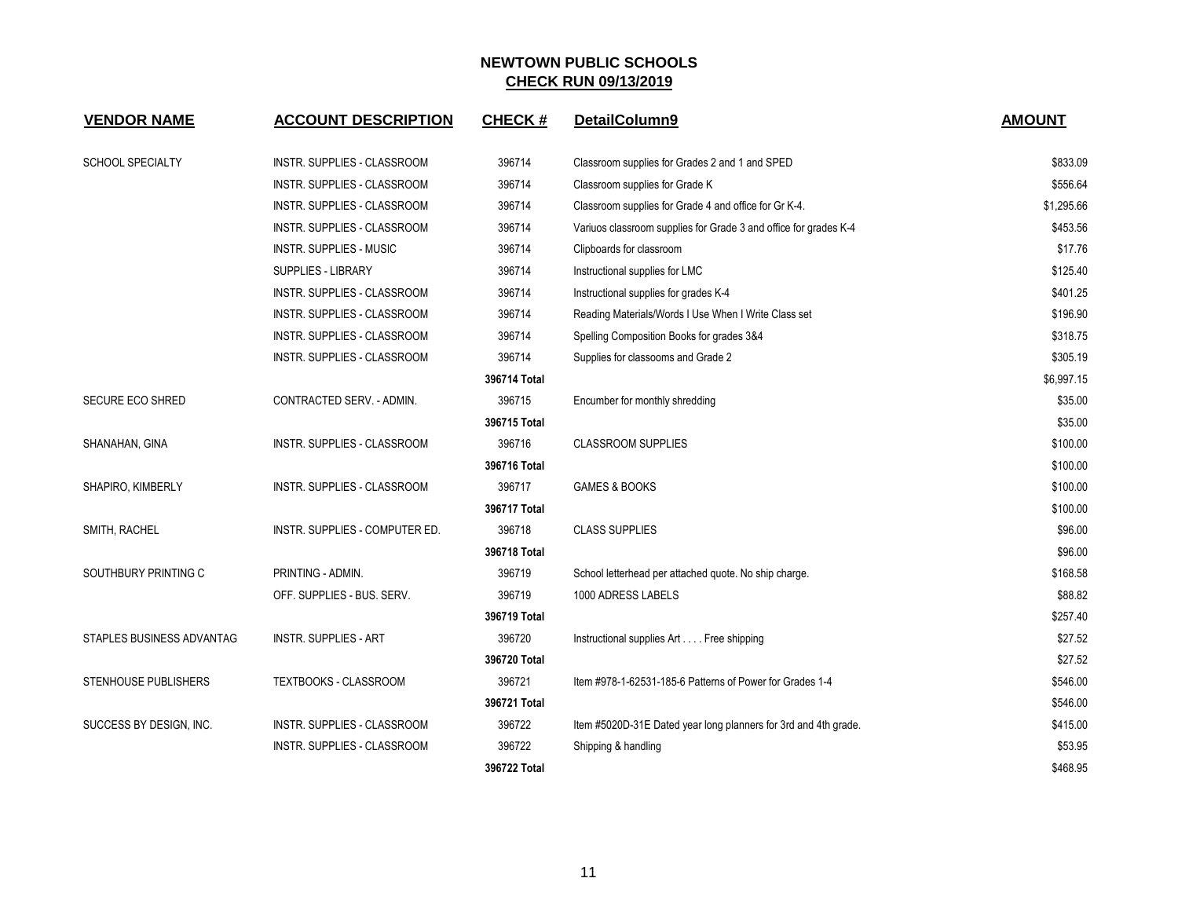# NEWTOWN PUBLIC SCHOOLS

## CHECK RUN 09/13/2019

| VENDOR NAME | ACCOUNT DESCRIPTION | CHECK # | DetailColumn9 | AMOUNT |
|---|---|---|---|---|
| SCHOOL SPECIALTY | INSTR. SUPPLIES - CLASSROOM | 396714 | Classroom supplies for Grades 2 and 1 and SPED | $833.09 |
| | INSTR. SUPPLIES - CLASSROOM | 396714 | Classroom supplies for Grade K | $556.64 |
| | INSTR. SUPPLIES - CLASSROOM | 396714 | Classroom supplies for Grade 4 and office for Gr K-4. | $1,295.66 |
| | INSTR. SUPPLIES - CLASSROOM | 396714 | Variuos classroom supplies for Grade 3 and office for grades K-4 | $453.56 |
| | INSTR. SUPPLIES - MUSIC | 396714 | Clipboards for classroom | $17.76 |
| | SUPPLIES - LIBRARY | 396714 | Instructional supplies for LMC | $125.40 |
| | INSTR. SUPPLIES - CLASSROOM | 396714 | Instructional supplies for grades K-4 | $401.25 |
| | INSTR. SUPPLIES - CLASSROOM | 396714 | Reading Materials/Words I Use When I Write Class set | $196.90 |
| | INSTR. SUPPLIES - CLASSROOM | 396714 | Spelling Composition Books for grades 3&4 | $318.75 |
| | INSTR. SUPPLIES - CLASSROOM | 396714 | Supplies for classooms and Grade 2 | $305.19 |
| | | **396714 Total** | | $6,997.15 |
| SECURE ECO SHRED | CONTRACTED SERV. - ADMIN. | 396715 | Encumber for monthly shredding | $35.00 |
| | | **396715 Total** | | $35.00 |
| SHANAHAN, GINA | INSTR. SUPPLIES - CLASSROOM | 396716 | CLASSROOM SUPPLIES | $100.00 |
| | | **396716 Total** | | $100.00 |
| SHAPIRO, KIMBERLY | INSTR. SUPPLIES - CLASSROOM | 396717 | GAMES & BOOKS | $100.00 |
| | | **396717 Total** | | $100.00 |
| SMITH, RACHEL | INSTR. SUPPLIES - COMPUTER ED. | 396718 | CLASS SUPPLIES | $96.00 |
| | | **396718 Total** | | $96.00 |
| SOUTHBURY PRINTING C | PRINTING - ADMIN. | 396719 | School letterhead per attached quote. No ship charge. | $168.58 |
| | OFF. SUPPLIES - BUS. SERV. | 396719 | 1000 ADRESS LABELS | $88.82 |
| | | **396719 Total** | | $257.40 |
| STAPLES BUSINESS ADVANTAG | INSTR. SUPPLIES - ART | 396720 | Instructional supplies Art . . . . Free shipping | $27.52 |
| | | **396720 Total** | | $27.52 |
| STENHOUSE PUBLISHERS | TEXTBOOKS - CLASSROOM | 396721 | Item #978-1-62531-185-6 Patterns of Power for Grades 1-4 | $546.00 |
| | | **396721 Total** | | $546.00 |
| SUCCESS BY DESIGN, INC. | INSTR. SUPPLIES - CLASSROOM | 396722 | Item #5020D-31E Dated year long planners for 3rd and 4th grade. | $415.00 |
| | INSTR. SUPPLIES - CLASSROOM | 396722 | Shipping & handling | $53.95 |
| | | **396722 Total** | | $468.95 |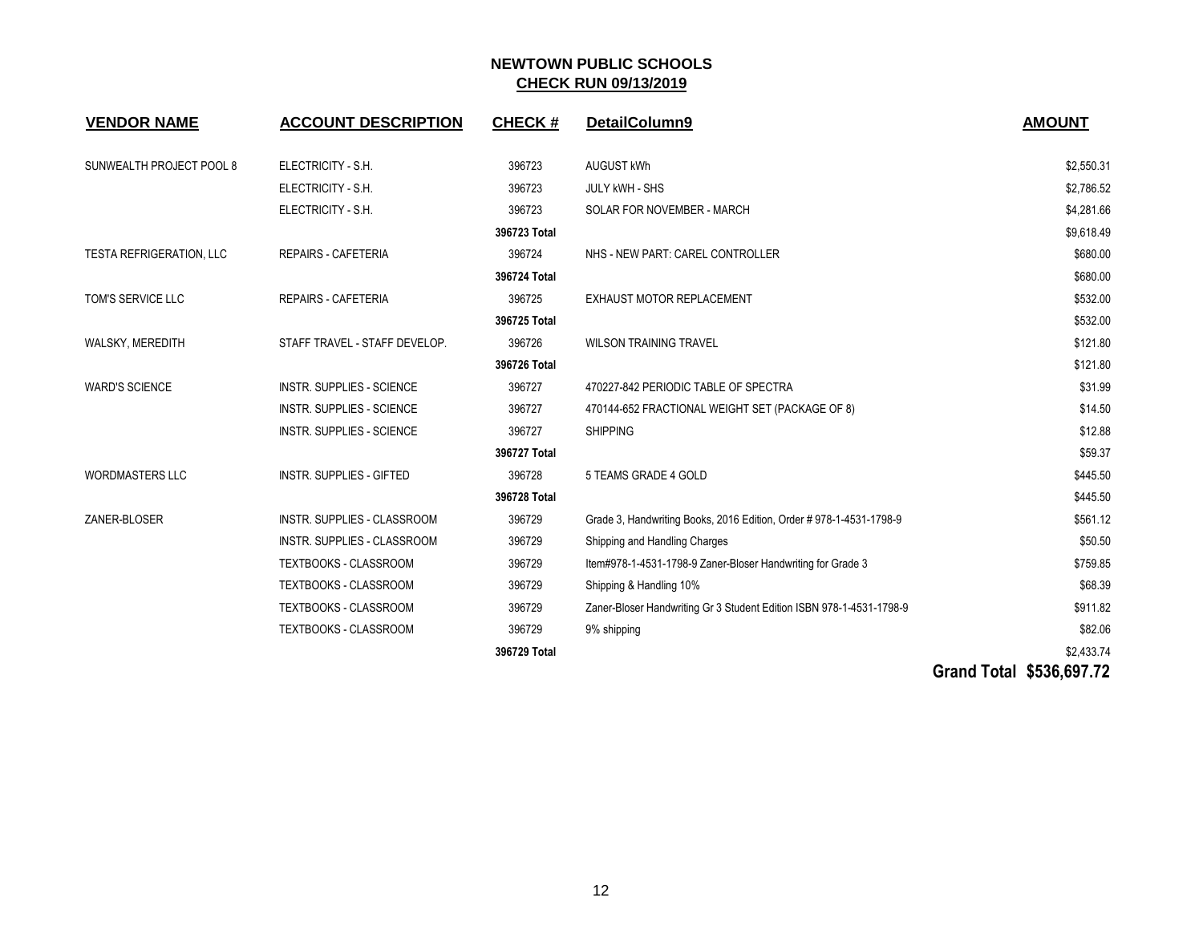**NEWTOWN PUBLIC SCHOOLS**
**CHECK RUN 09/13/2019**

| VENDOR NAME | ACCOUNT DESCRIPTION | CHECK # | DetailColumn9 | AMOUNT |
|---|---|---|---|---|
| SUNWEALTH PROJECT POOL 8 | ELECTRICITY - S.H. | 396723 | AUGUST kWh | $2,550.31 |
| | ELECTRICITY - S.H. | 396723 | JULY kWH - SHS | $2,786.52 |
| | ELECTRICITY - S.H. | 396723 | SOLAR FOR NOVEMBER - MARCH | $4,281.66 |
| | | **396723 Total** | | $9,618.49 |
| TESTA REFRIGERATION, LLC | REPAIRS - CAFETERIA | 396724 | NHS - NEW PART: CAREL CONTROLLER | $680.00 |
| | | **396724 Total** | | $680.00 |
| TOM'S SERVICE LLC | REPAIRS - CAFETERIA | 396725 | EXHAUST MOTOR REPLACEMENT | $532.00 |
| | | **396725 Total** | | $532.00 |
| WALSKY, MEREDITH | STAFF TRAVEL - STAFF DEVELOP. | 396726 | WILSON TRAINING TRAVEL | $121.80 |
| | | **396726 Total** | | $121.80 |
| WARD'S SCIENCE | INSTR. SUPPLIES - SCIENCE | 396727 | 470227-842 PERIODIC TABLE OF SPECTRA | $31.99 |
| | INSTR. SUPPLIES - SCIENCE | 396727 | 470144-652 FRACTIONAL WEIGHT SET (PACKAGE OF 8) | $14.50 |
| | INSTR. SUPPLIES - SCIENCE | 396727 | SHIPPING | $12.88 |
| | | **396727 Total** | | $59.37 |
| WORDMASTERS LLC | INSTR. SUPPLIES - GIFTED | 396728 | 5 TEAMS GRADE 4 GOLD | $445.50 |
| | | **396728 Total** | | $445.50 |
| ZANER-BLOSER | INSTR. SUPPLIES - CLASSROOM | 396729 | Grade 3, Handwriting Books, 2016 Edition, Order # 978-1-4531-1798-9 | $561.12 |
| | INSTR. SUPPLIES - CLASSROOM | 396729 | Shipping and Handling Charges | $50.50 |
| | TEXTBOOKS - CLASSROOM | 396729 | Item#978-1-4531-1798-9 Zaner-Bloser Handwriting for Grade 3 | $759.85 |
| | TEXTBOOKS - CLASSROOM | 396729 | Shipping & Handling 10% | $68.39 |
| | TEXTBOOKS - CLASSROOM | 396729 | Zaner-Bloser Handwriting Gr 3 Student Edition ISBN 978-1-4531-1798-9 | $911.82 |
| | TEXTBOOKS - CLASSROOM | 396729 | 9% shipping | $82.06 |
| | | **396729 Total** | | $2,433.74 |
| | | | **Grand Total** | **$536,697.72** |